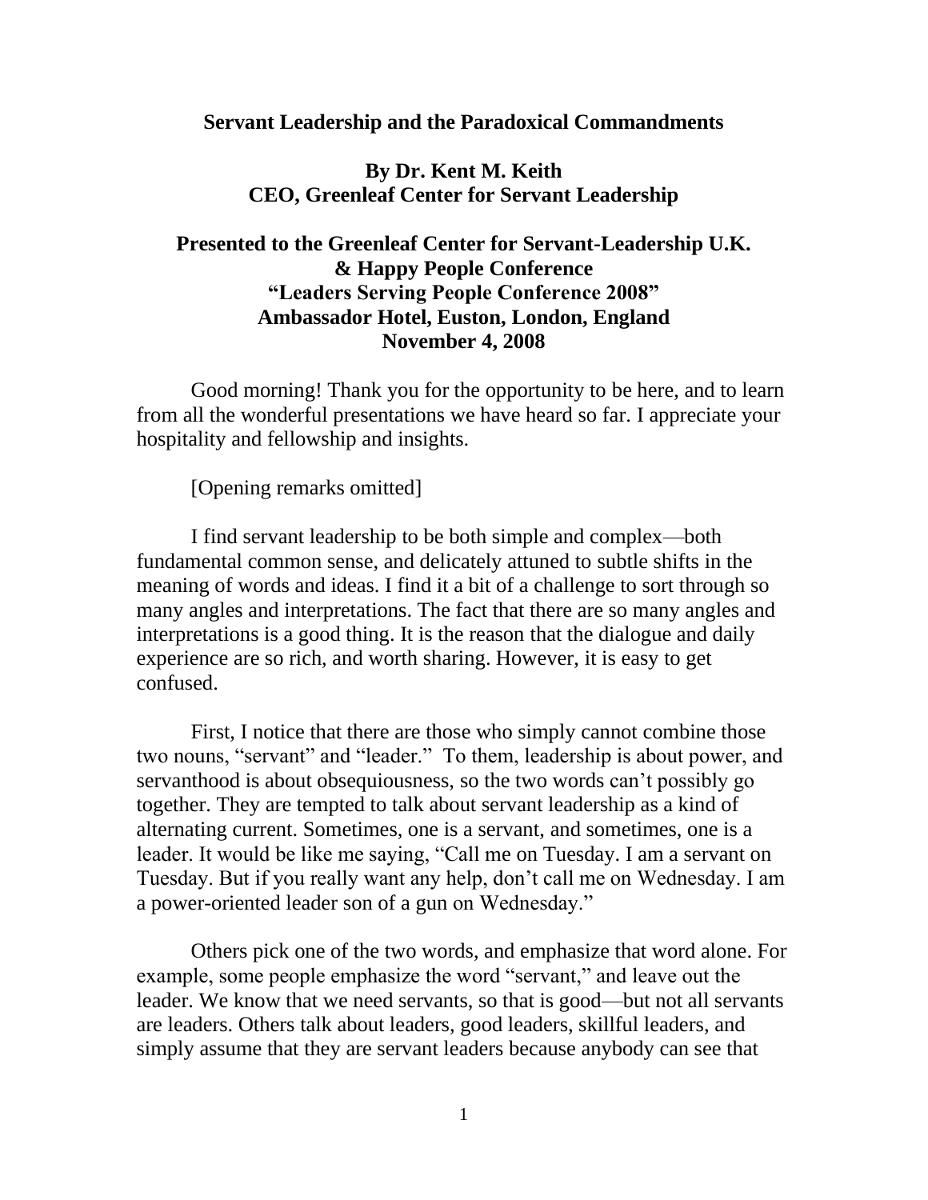# Servant Leadership and the Paradoxical Commandments

**By Dr. Kent M. Keith**
**CEO, Greenleaf Center for Servant Leadership**

**Presented to the Greenleaf Center for Servant-Leadership U.K.**
**& Happy People Conference**
**"Leaders Serving People Conference 2008"**
**Ambassador Hotel, Euston, London, England**
**November 4, 2008**

Good morning! Thank you for the opportunity to be here, and to learn from all the wonderful presentations we have heard so far. I appreciate your hospitality and fellowship and insights.

[Opening remarks omitted]

I find servant leadership to be both simple and complex—both fundamental common sense, and delicately attuned to subtle shifts in the meaning of words and ideas. I find it a bit of a challenge to sort through so many angles and interpretations. The fact that there are so many angles and interpretations is a good thing. It is the reason that the dialogue and daily experience are so rich, and worth sharing. However, it is easy to get confused.

First, I notice that there are those who simply cannot combine those two nouns, "servant" and "leader." To them, leadership is about power, and servanthood is about obsequiousness, so the two words can't possibly go together. They are tempted to talk about servant leadership as a kind of alternating current. Sometimes, one is a servant, and sometimes, one is a leader. It would be like me saying, "Call me on Tuesday. I am a servant on Tuesday. But if you really want any help, don't call me on Wednesday. I am a power-oriented leader son of a gun on Wednesday."

Others pick one of the two words, and emphasize that word alone. For example, some people emphasize the word "servant," and leave out the leader. We know that we need servants, so that is good—but not all servants are leaders. Others talk about leaders, good leaders, skillful leaders, and simply assume that they are servant leaders because anybody can see that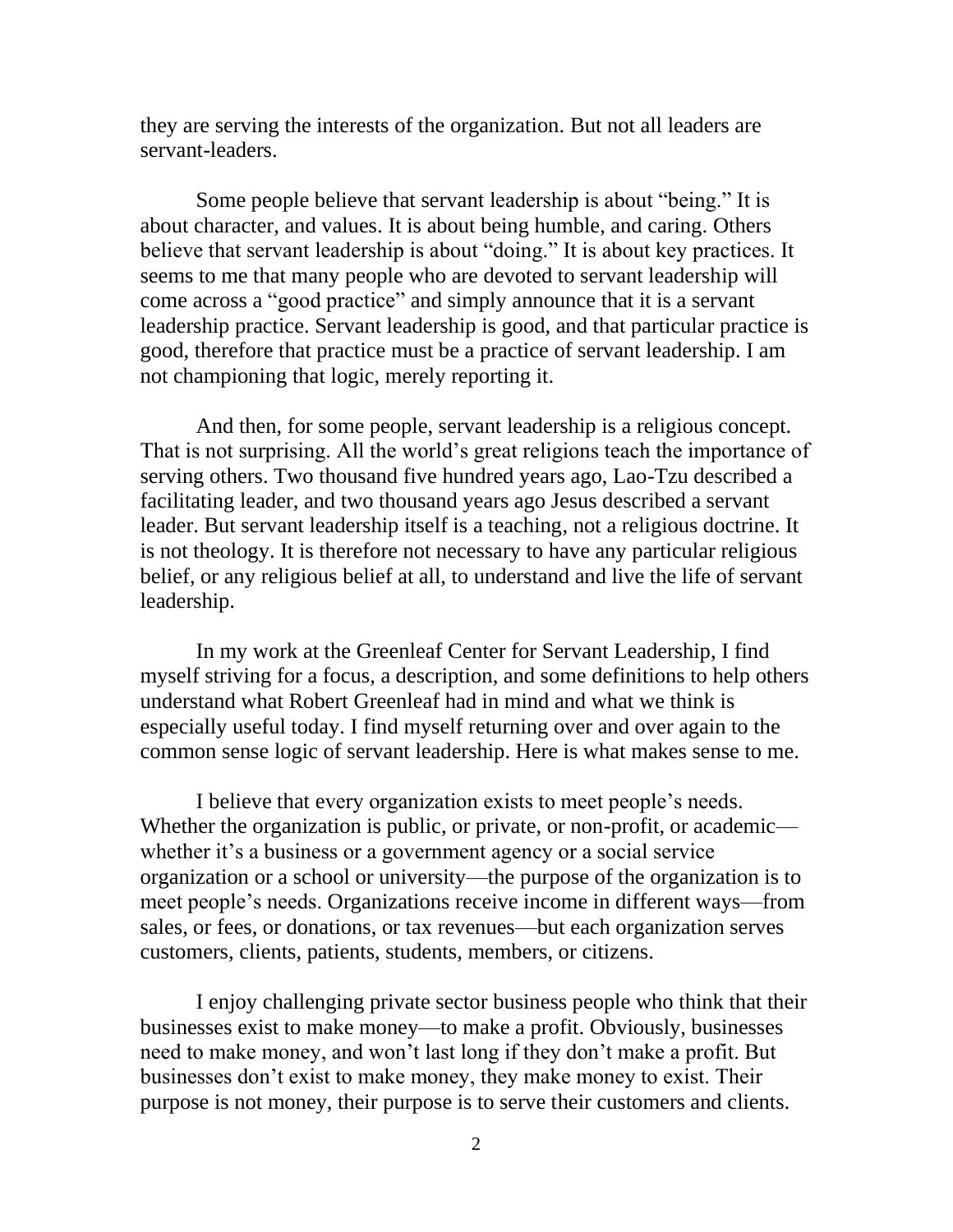they are serving the interests of the organization. But not all leaders are servant-leaders.

Some people believe that servant leadership is about "being." It is about character, and values. It is about being humble, and caring. Others believe that servant leadership is about "doing." It is about key practices. It seems to me that many people who are devoted to servant leadership will come across a "good practice" and simply announce that it is a servant leadership practice. Servant leadership is good, and that particular practice is good, therefore that practice must be a practice of servant leadership. I am not championing that logic, merely reporting it.

And then, for some people, servant leadership is a religious concept. That is not surprising. All the world's great religions teach the importance of serving others. Two thousand five hundred years ago, Lao-Tzu described a facilitating leader, and two thousand years ago Jesus described a servant leader. But servant leadership itself is a teaching, not a religious doctrine. It is not theology. It is therefore not necessary to have any particular religious belief, or any religious belief at all, to understand and live the life of servant leadership.

In my work at the Greenleaf Center for Servant Leadership, I find myself striving for a focus, a description, and some definitions to help others understand what Robert Greenleaf had in mind and what we think is especially useful today. I find myself returning over and over again to the common sense logic of servant leadership. Here is what makes sense to me.

I believe that every organization exists to meet people's needs. Whether the organization is public, or private, or non-profit, or academic—whether it's a business or a government agency or a social service organization or a school or university—the purpose of the organization is to meet people's needs. Organizations receive income in different ways—from sales, or fees, or donations, or tax revenues—but each organization serves customers, clients, patients, students, members, or citizens.

I enjoy challenging private sector business people who think that their businesses exist to make money—to make a profit. Obviously, businesses need to make money, and won't last long if they don't make a profit. But businesses don't exist to make money, they make money to exist. Their purpose is not money, their purpose is to serve their customers and clients.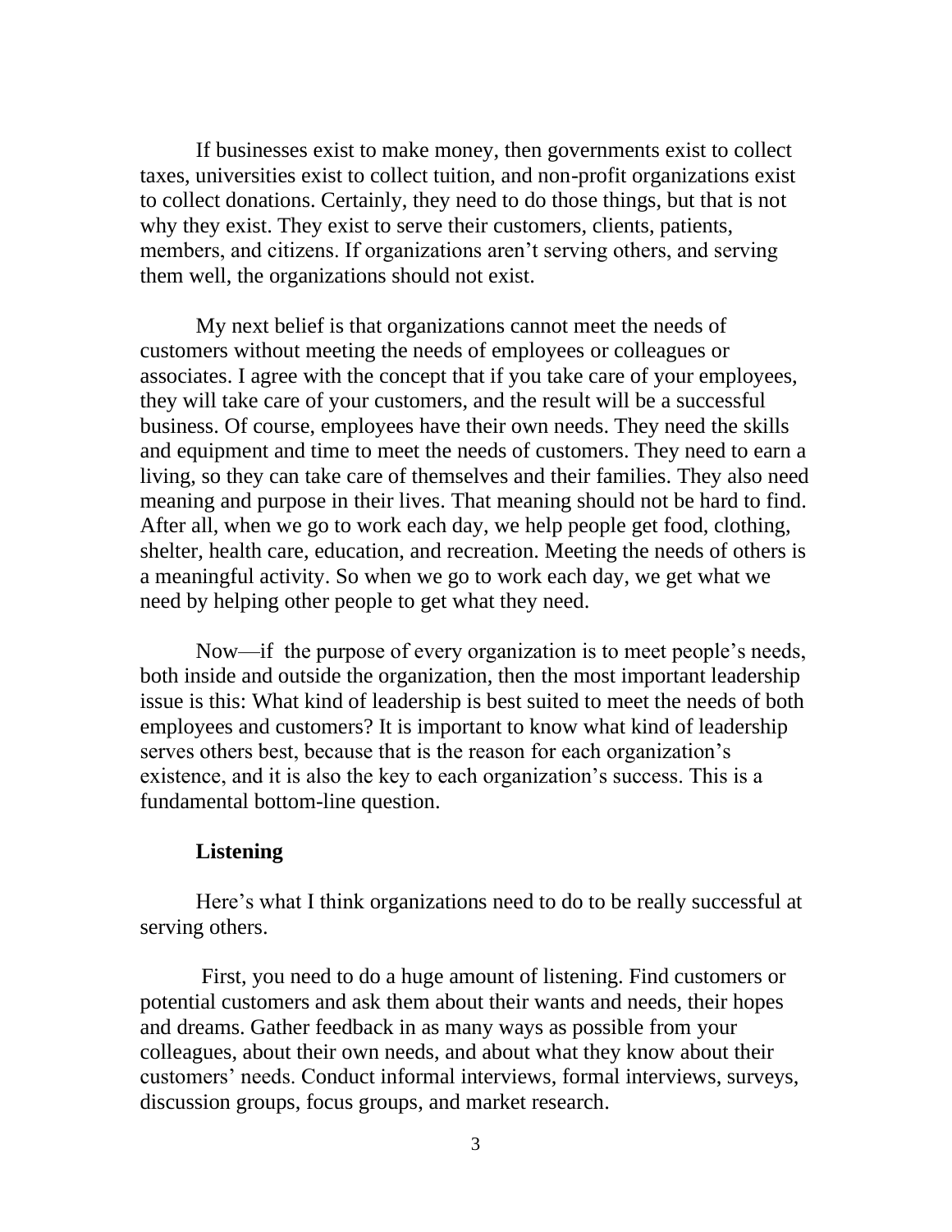If businesses exist to make money, then governments exist to collect taxes, universities exist to collect tuition, and non-profit organizations exist to collect donations. Certainly, they need to do those things, but that is not why they exist. They exist to serve their customers, clients, patients, members, and citizens. If organizations aren't serving others, and serving them well, the organizations should not exist.

My next belief is that organizations cannot meet the needs of customers without meeting the needs of employees or colleagues or associates. I agree with the concept that if you take care of your employees, they will take care of your customers, and the result will be a successful business. Of course, employees have their own needs. They need the skills and equipment and time to meet the needs of customers. They need to earn a living, so they can take care of themselves and their families. They also need meaning and purpose in their lives. That meaning should not be hard to find. After all, when we go to work each day, we help people get food, clothing, shelter, health care, education, and recreation. Meeting the needs of others is a meaningful activity. So when we go to work each day, we get what we need by helping other people to get what they need.

Now—if the purpose of every organization is to meet people's needs, both inside and outside the organization, then the most important leadership issue is this: What kind of leadership is best suited to meet the needs of both employees and customers? It is important to know what kind of leadership serves others best, because that is the reason for each organization's existence, and it is also the key to each organization's success. This is a fundamental bottom-line question.

**Listening**

Here's what I think organizations need to do to be really successful at serving others.

First, you need to do a huge amount of listening. Find customers or potential customers and ask them about their wants and needs, their hopes and dreams. Gather feedback in as many ways as possible from your colleagues, about their own needs, and about what they know about their customers' needs. Conduct informal interviews, formal interviews, surveys, discussion groups, focus groups, and market research.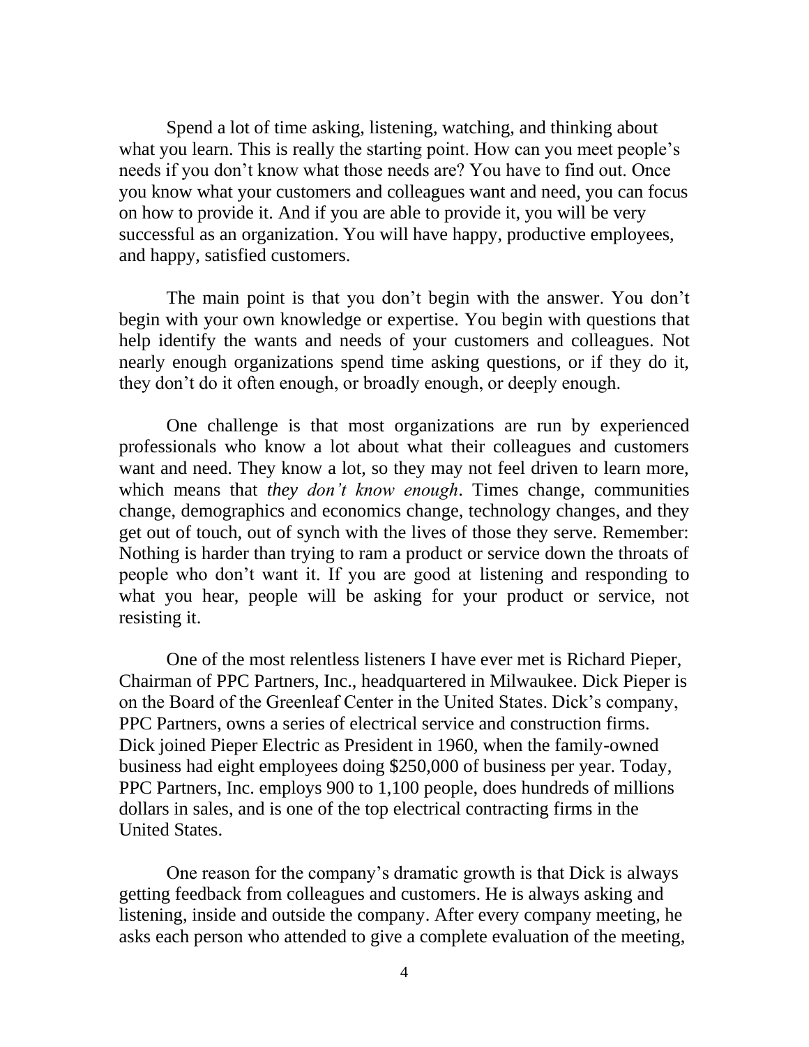Spend a lot of time asking, listening, watching, and thinking about what you learn. This is really the starting point. How can you meet people's needs if you don't know what those needs are? You have to find out. Once you know what your customers and colleagues want and need, you can focus on how to provide it. And if you are able to provide it, you will be very successful as an organization. You will have happy, productive employees, and happy, satisfied customers.

The main point is that you don't begin with the answer. You don't begin with your own knowledge or expertise. You begin with questions that help identify the wants and needs of your customers and colleagues. Not nearly enough organizations spend time asking questions, or if they do it, they don't do it often enough, or broadly enough, or deeply enough.

One challenge is that most organizations are run by experienced professionals who know a lot about what their colleagues and customers want and need. They know a lot, so they may not feel driven to learn more, which means that *they don't know enough*. Times change, communities change, demographics and economics change, technology changes, and they get out of touch, out of synch with the lives of those they serve. Remember: Nothing is harder than trying to ram a product or service down the throats of people who don't want it. If you are good at listening and responding to what you hear, people will be asking for your product or service, not resisting it.

One of the most relentless listeners I have ever met is Richard Pieper, Chairman of PPC Partners, Inc., headquartered in Milwaukee. Dick Pieper is on the Board of the Greenleaf Center in the United States. Dick's company, PPC Partners, owns a series of electrical service and construction firms. Dick joined Pieper Electric as President in 1960, when the family-owned business had eight employees doing $250,000 of business per year. Today, PPC Partners, Inc. employs 900 to 1,100 people, does hundreds of millions dollars in sales, and is one of the top electrical contracting firms in the United States.

One reason for the company's dramatic growth is that Dick is always getting feedback from colleagues and customers. He is always asking and listening, inside and outside the company. After every company meeting, he asks each person who attended to give a complete evaluation of the meeting,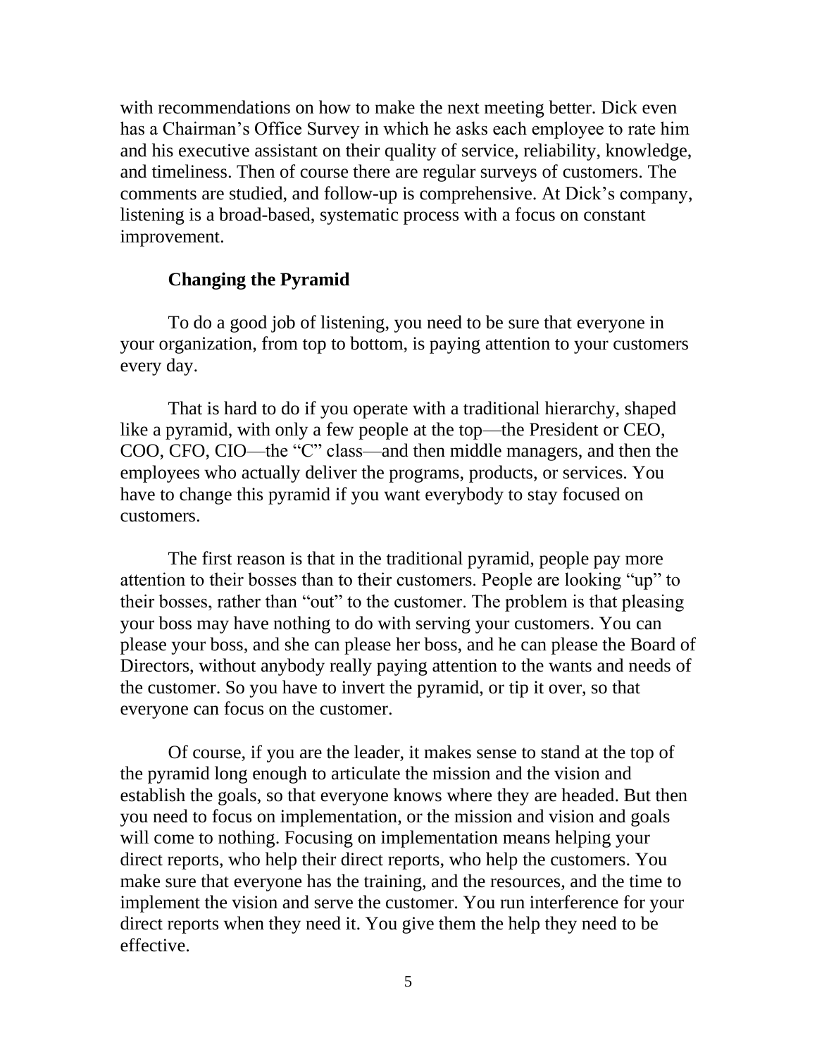with recommendations on how to make the next meeting better. Dick even has a Chairman's Office Survey in which he asks each employee to rate him and his executive assistant on their quality of service, reliability, knowledge, and timeliness. Then of course there are regular surveys of customers. The comments are studied, and follow-up is comprehensive. At Dick's company, listening is a broad-based, systematic process with a focus on constant improvement.

### Changing the Pyramid

To do a good job of listening, you need to be sure that everyone in your organization, from top to bottom, is paying attention to your customers every day.

That is hard to do if you operate with a traditional hierarchy, shaped like a pyramid, with only a few people at the top—the President or CEO, COO, CFO, CIO—the "C" class—and then middle managers, and then the employees who actually deliver the programs, products, or services. You have to change this pyramid if you want everybody to stay focused on customers.

The first reason is that in the traditional pyramid, people pay more attention to their bosses than to their customers. People are looking "up" to their bosses, rather than "out" to the customer. The problem is that pleasing your boss may have nothing to do with serving your customers. You can please your boss, and she can please her boss, and he can please the Board of Directors, without anybody really paying attention to the wants and needs of the customer. So you have to invert the pyramid, or tip it over, so that everyone can focus on the customer.

Of course, if you are the leader, it makes sense to stand at the top of the pyramid long enough to articulate the mission and the vision and establish the goals, so that everyone knows where they are headed. But then you need to focus on implementation, or the mission and vision and goals will come to nothing. Focusing on implementation means helping your direct reports, who help their direct reports, who help the customers. You make sure that everyone has the training, and the resources, and the time to implement the vision and serve the customer. You run interference for your direct reports when they need it. You give them the help they need to be effective.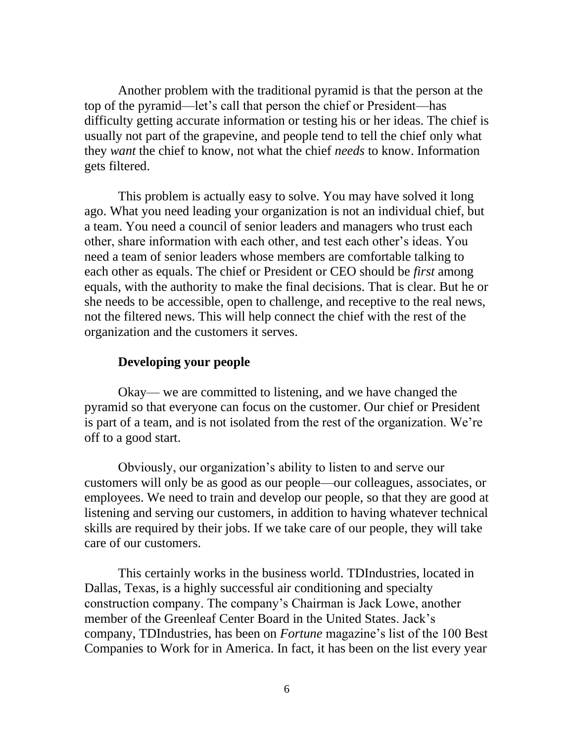Another problem with the traditional pyramid is that the person at the top of the pyramid—let's call that person the chief or President—has difficulty getting accurate information or testing his or her ideas. The chief is usually not part of the grapevine, and people tend to tell the chief only what they *want* the chief to know, not what the chief *needs* to know. Information gets filtered.

This problem is actually easy to solve. You may have solved it long ago. What you need leading your organization is not an individual chief, but a team. You need a council of senior leaders and managers who trust each other, share information with each other, and test each other's ideas. You need a team of senior leaders whose members are comfortable talking to each other as equals. The chief or President or CEO should be *first* among equals, with the authority to make the final decisions. That is clear. But he or she needs to be accessible, open to challenge, and receptive to the real news, not the filtered news. This will help connect the chief with the rest of the organization and the customers it serves.

### Developing your people

Okay— we are committed to listening, and we have changed the pyramid so that everyone can focus on the customer. Our chief or President is part of a team, and is not isolated from the rest of the organization. We're off to a good start.

Obviously, our organization's ability to listen to and serve our customers will only be as good as our people—our colleagues, associates, or employees. We need to train and develop our people, so that they are good at listening and serving our customers, in addition to having whatever technical skills are required by their jobs. If we take care of our people, they will take care of our customers.

This certainly works in the business world. TDIndustries, located in Dallas, Texas, is a highly successful air conditioning and specialty construction company. The company's Chairman is Jack Lowe, another member of the Greenleaf Center Board in the United States. Jack's company, TDIndustries, has been on *Fortune* magazine's list of the 100 Best Companies to Work for in America. In fact, it has been on the list every year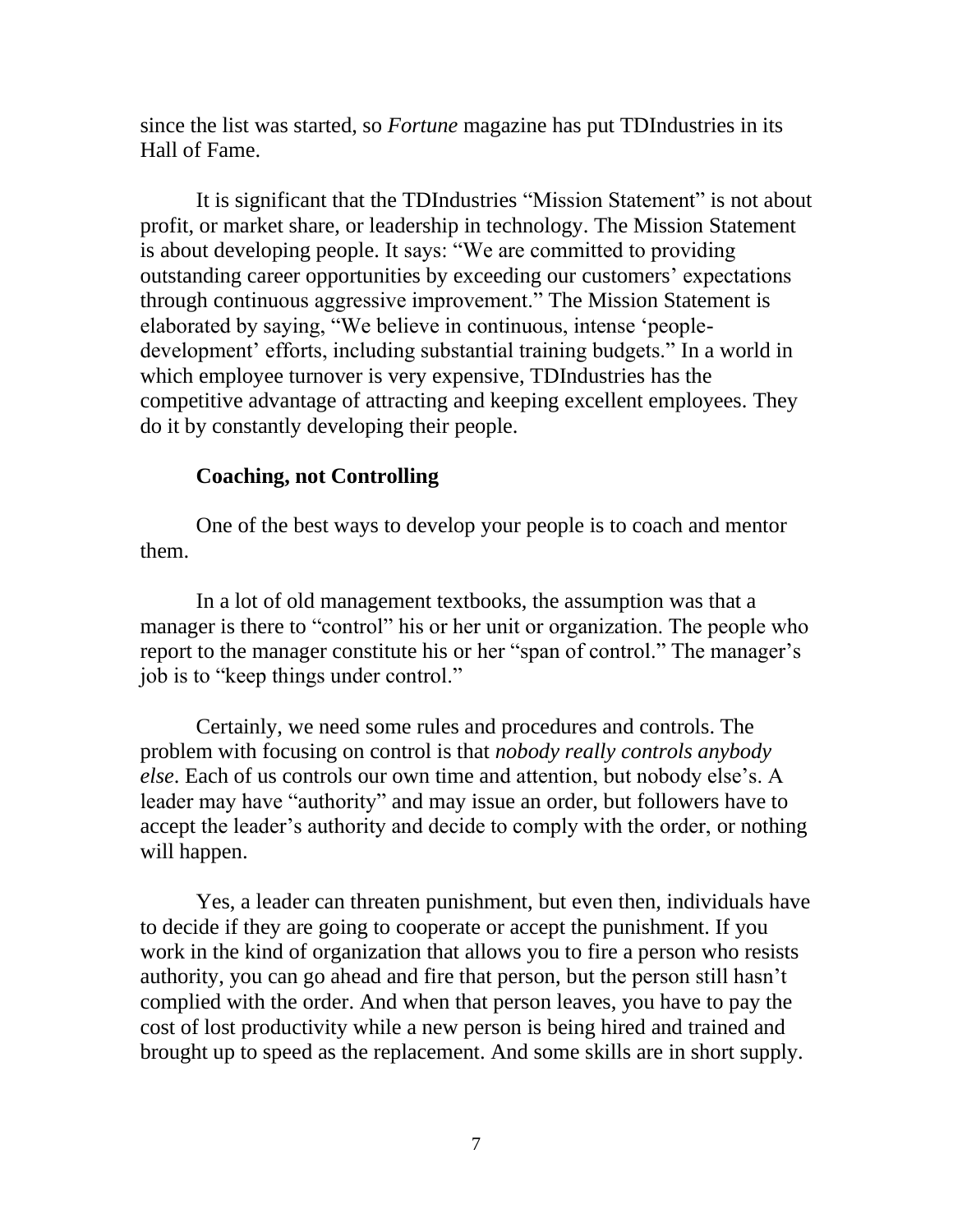since the list was started, so *Fortune* magazine has put TDIndustries in its Hall of Fame.

It is significant that the TDIndustries "Mission Statement" is not about profit, or market share, or leadership in technology. The Mission Statement is about developing people. It says: "We are committed to providing outstanding career opportunities by exceeding our customers' expectations through continuous aggressive improvement." The Mission Statement is elaborated by saying, "We believe in continuous, intense 'people-development' efforts, including substantial training budgets." In a world in which employee turnover is very expensive, TDIndustries has the competitive advantage of attracting and keeping excellent employees. They do it by constantly developing their people.

## Coaching, not Controlling

One of the best ways to develop your people is to coach and mentor them.

In a lot of old management textbooks, the assumption was that a manager is there to "control" his or her unit or organization. The people who report to the manager constitute his or her "span of control." The manager's job is to "keep things under control."

Certainly, we need some rules and procedures and controls. The problem with focusing on control is that *nobody really controls anybody else*. Each of us controls our own time and attention, but nobody else's. A leader may have "authority" and may issue an order, but followers have to accept the leader's authority and decide to comply with the order, or nothing will happen.

Yes, a leader can threaten punishment, but even then, individuals have to decide if they are going to cooperate or accept the punishment. If you work in the kind of organization that allows you to fire a person who resists authority, you can go ahead and fire that person, but the person still hasn't complied with the order. And when that person leaves, you have to pay the cost of lost productivity while a new person is being hired and trained and brought up to speed as the replacement. And some skills are in short supply.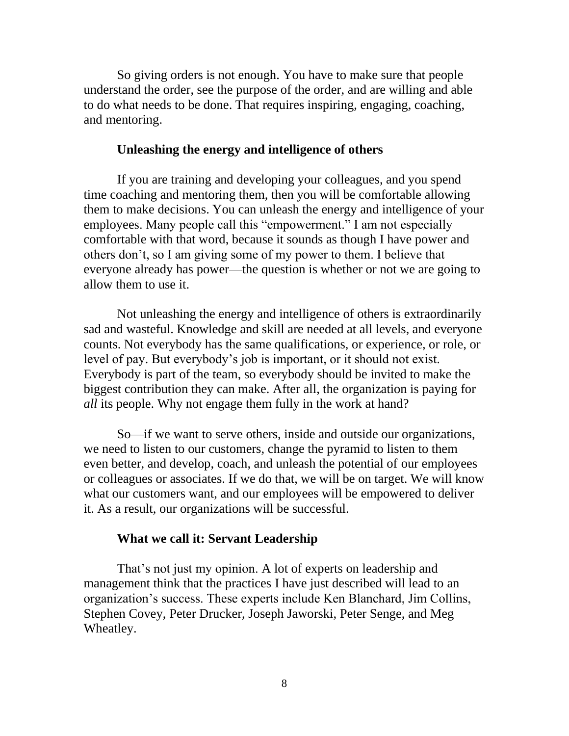So giving orders is not enough. You have to make sure that people understand the order, see the purpose of the order, and are willing and able to do what needs to be done. That requires inspiring, engaging, coaching, and mentoring.

### Unleashing the energy and intelligence of others

If you are training and developing your colleagues, and you spend time coaching and mentoring them, then you will be comfortable allowing them to make decisions. You can unleash the energy and intelligence of your employees. Many people call this "empowerment." I am not especially comfortable with that word, because it sounds as though I have power and others don't, so I am giving some of my power to them. I believe that everyone already has power—the question is whether or not we are going to allow them to use it.

Not unleashing the energy and intelligence of others is extraordinarily sad and wasteful. Knowledge and skill are needed at all levels, and everyone counts. Not everybody has the same qualifications, or experience, or role, or level of pay. But everybody's job is important, or it should not exist. Everybody is part of the team, so everybody should be invited to make the biggest contribution they can make. After all, the organization is paying for *all* its people. Why not engage them fully in the work at hand?

So—if we want to serve others, inside and outside our organizations, we need to listen to our customers, change the pyramid to listen to them even better, and develop, coach, and unleash the potential of our employees or colleagues or associates. If we do that, we will be on target. We will know what our customers want, and our employees will be empowered to deliver it. As a result, our organizations will be successful.

### What we call it: Servant Leadership

That's not just my opinion. A lot of experts on leadership and management think that the practices I have just described will lead to an organization's success. These experts include Ken Blanchard, Jim Collins, Stephen Covey, Peter Drucker, Joseph Jaworski, Peter Senge, and Meg Wheatley.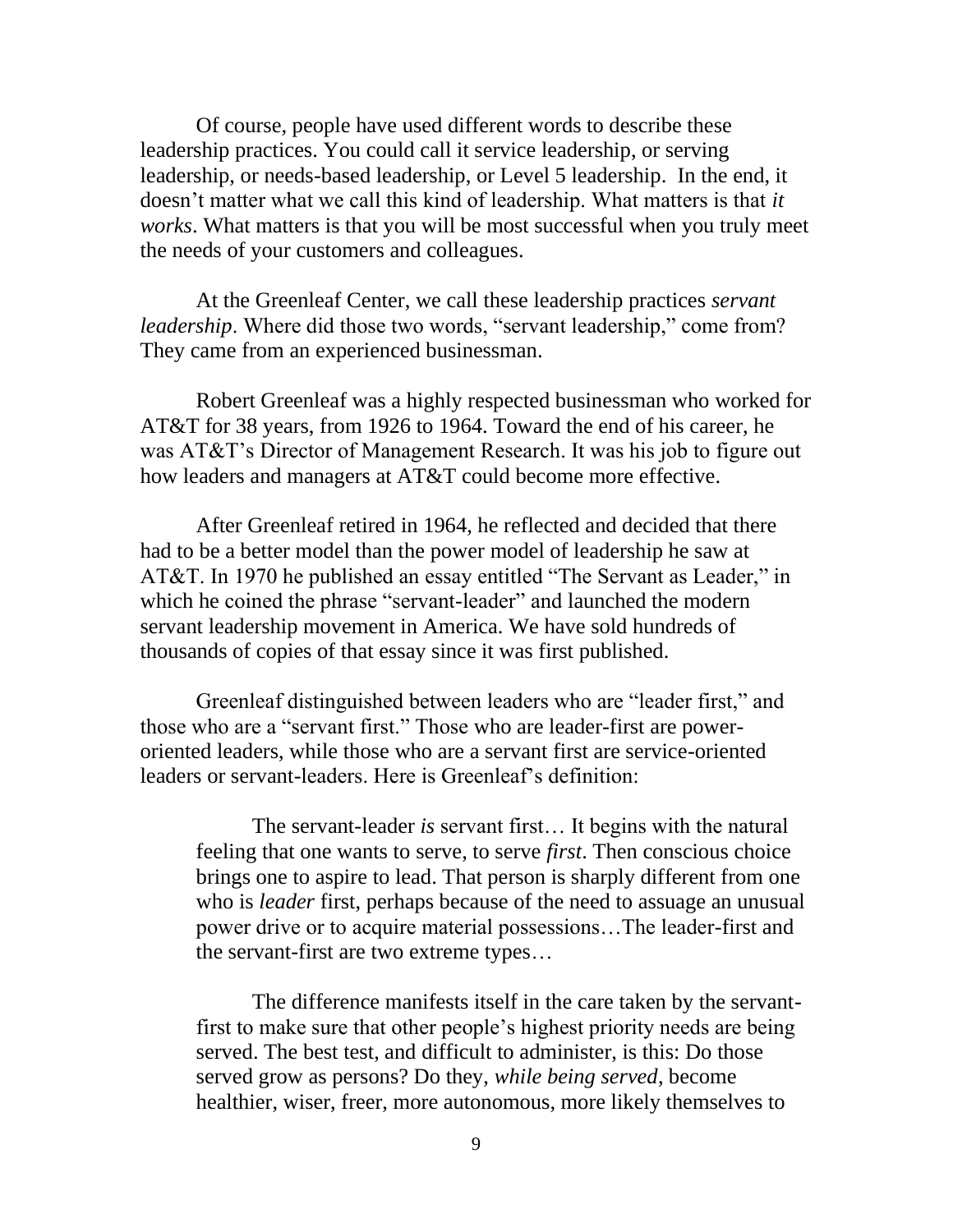Of course, people have used different words to describe these leadership practices. You could call it service leadership, or serving leadership, or needs-based leadership, or Level 5 leadership. In the end, it doesn't matter what we call this kind of leadership. What matters is that *it works*. What matters is that you will be most successful when you truly meet the needs of your customers and colleagues.

At the Greenleaf Center, we call these leadership practices *servant leadership*. Where did those two words, "servant leadership," come from? They came from an experienced businessman.

Robert Greenleaf was a highly respected businessman who worked for AT&T for 38 years, from 1926 to 1964. Toward the end of his career, he was AT&T's Director of Management Research. It was his job to figure out how leaders and managers at AT&T could become more effective.

After Greenleaf retired in 1964, he reflected and decided that there had to be a better model than the power model of leadership he saw at AT&T. In 1970 he published an essay entitled "The Servant as Leader," in which he coined the phrase "servant-leader" and launched the modern servant leadership movement in America. We have sold hundreds of thousands of copies of that essay since it was first published.

Greenleaf distinguished between leaders who are "leader first," and those who are a "servant first." Those who are leader-first are power-oriented leaders, while those who are a servant first are service-oriented leaders or servant-leaders. Here is Greenleaf's definition:

> The servant-leader *is* servant first… It begins with the natural feeling that one wants to serve, to serve *first*. Then conscious choice brings one to aspire to lead. That person is sharply different from one who is *leader* first, perhaps because of the need to assuage an unusual power drive or to acquire material possessions…The leader-first and the servant-first are two extreme types…
>
> The difference manifests itself in the care taken by the servant-first to make sure that other people's highest priority needs are being served. The best test, and difficult to administer, is this: Do those served grow as persons? Do they, *while being served*, become healthier, wiser, freer, more autonomous, more likely themselves to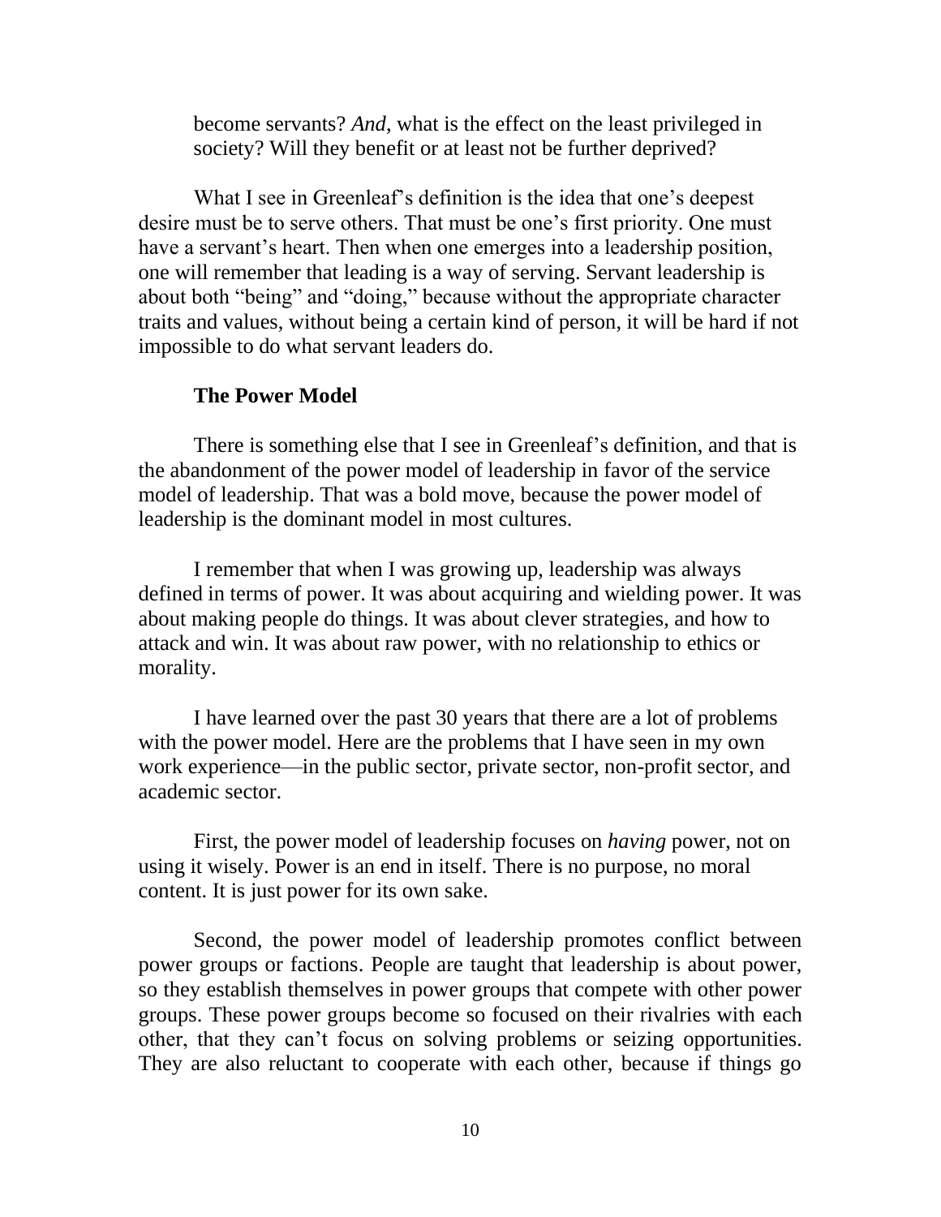> become servants? *And*, what is the effect on the least privileged in society? Will they benefit or at least not be further deprived?

What I see in Greenleaf's definition is the idea that one's deepest desire must be to serve others. That must be one's first priority. One must have a servant's heart. Then when one emerges into a leadership position, one will remember that leading is a way of serving. Servant leadership is about both "being" and "doing," because without the appropriate character traits and values, without being a certain kind of person, it will be hard if not impossible to do what servant leaders do.

### The Power Model

There is something else that I see in Greenleaf's definition, and that is the abandonment of the power model of leadership in favor of the service model of leadership. That was a bold move, because the power model of leadership is the dominant model in most cultures.

I remember that when I was growing up, leadership was always defined in terms of power. It was about acquiring and wielding power. It was about making people do things. It was about clever strategies, and how to attack and win. It was about raw power, with no relationship to ethics or morality.

I have learned over the past 30 years that there are a lot of problems with the power model. Here are the problems that I have seen in my own work experience—in the public sector, private sector, non-profit sector, and academic sector.

First, the power model of leadership focuses on *having* power, not on using it wisely. Power is an end in itself. There is no purpose, no moral content. It is just power for its own sake.

Second, the power model of leadership promotes conflict between power groups or factions. People are taught that leadership is about power, so they establish themselves in power groups that compete with other power groups. These power groups become so focused on their rivalries with each other, that they can't focus on solving problems or seizing opportunities. They are also reluctant to cooperate with each other, because if things go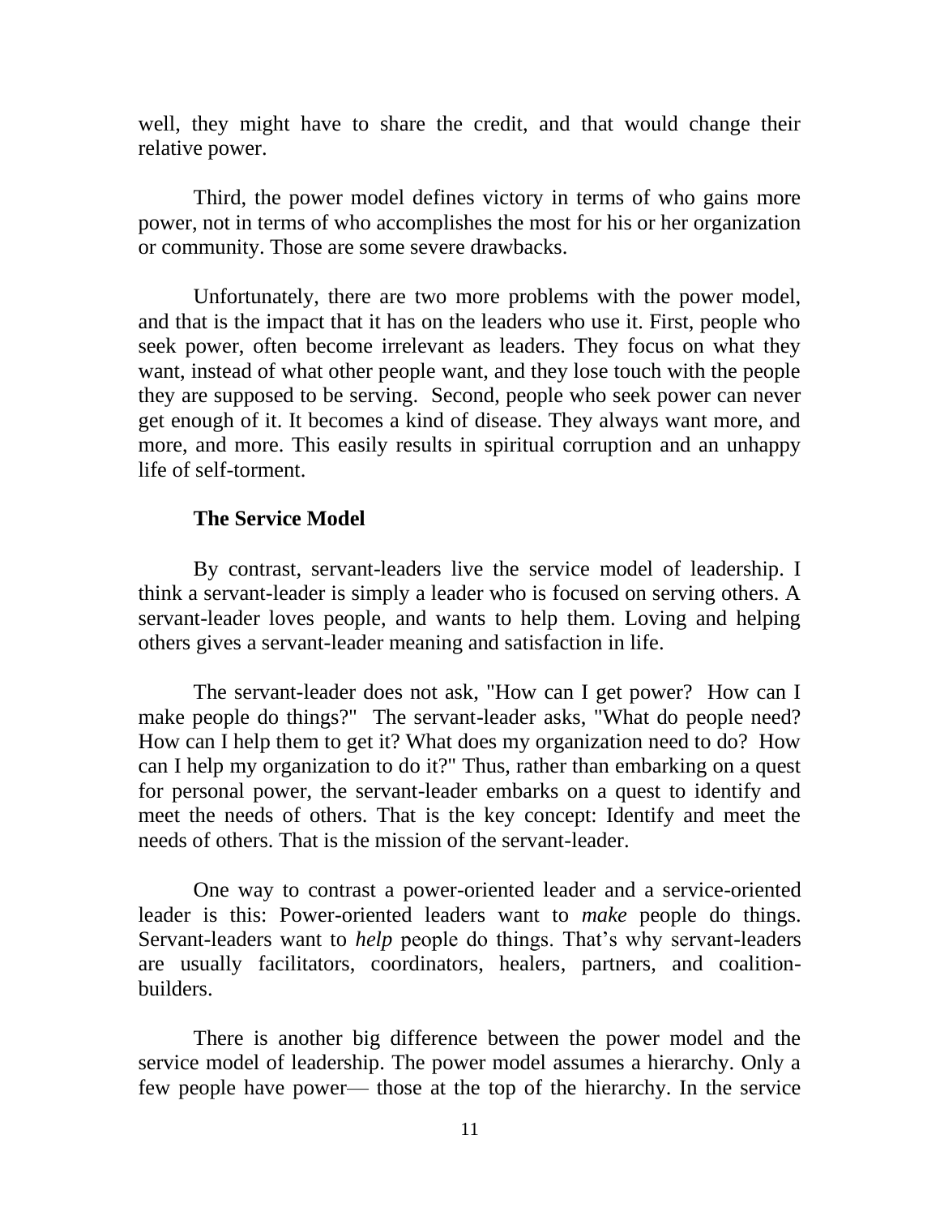well, they might have to share the credit, and that would change their relative power.

Third, the power model defines victory in terms of who gains more power, not in terms of who accomplishes the most for his or her organization or community. Those are some severe drawbacks.

Unfortunately, there are two more problems with the power model, and that is the impact that it has on the leaders who use it. First, people who seek power, often become irrelevant as leaders. They focus on what they want, instead of what other people want, and they lose touch with the people they are supposed to be serving. Second, people who seek power can never get enough of it. It becomes a kind of disease. They always want more, and more, and more. This easily results in spiritual corruption and an unhappy life of self-torment.

### The Service Model

By contrast, servant-leaders live the service model of leadership. I think a servant-leader is simply a leader who is focused on serving others. A servant-leader loves people, and wants to help them. Loving and helping others gives a servant-leader meaning and satisfaction in life.

The servant-leader does not ask, "How can I get power? How can I make people do things?" The servant-leader asks, "What do people need? How can I help them to get it? What does my organization need to do? How can I help my organization to do it?" Thus, rather than embarking on a quest for personal power, the servant-leader embarks on a quest to identify and meet the needs of others. That is the key concept: Identify and meet the needs of others. That is the mission of the servant-leader.

One way to contrast a power-oriented leader and a service-oriented leader is this: Power-oriented leaders want to *make* people do things. Servant-leaders want to *help* people do things. That's why servant-leaders are usually facilitators, coordinators, healers, partners, and coalition-builders.

There is another big difference between the power model and the service model of leadership. The power model assumes a hierarchy. Only a few people have power— those at the top of the hierarchy. In the service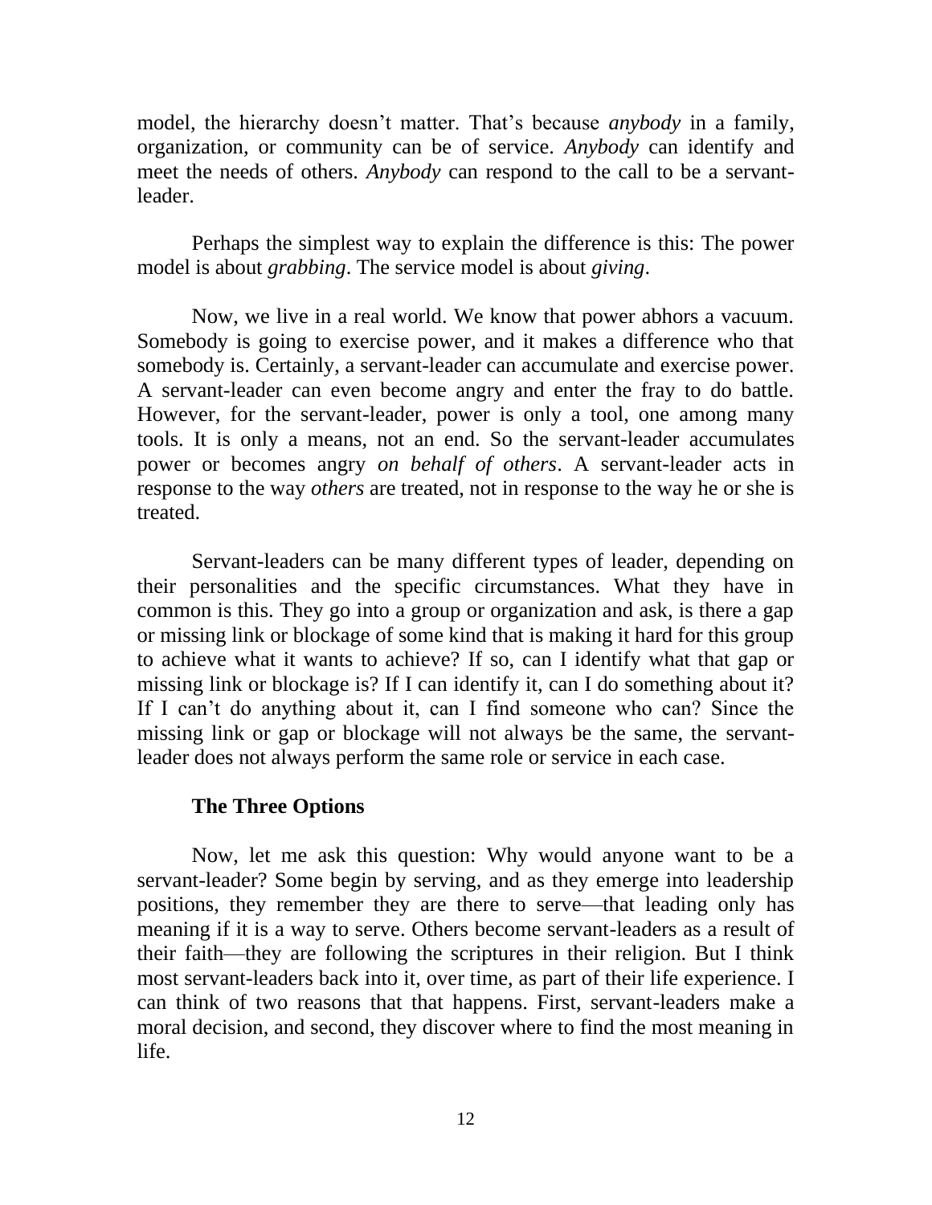model, the hierarchy doesn't matter. That's because *anybody* in a family, organization, or community can be of service. *Anybody* can identify and meet the needs of others. *Anybody* can respond to the call to be a servant-leader.

Perhaps the simplest way to explain the difference is this: The power model is about *grabbing*. The service model is about *giving*.

Now, we live in a real world. We know that power abhors a vacuum. Somebody is going to exercise power, and it makes a difference who that somebody is. Certainly, a servant-leader can accumulate and exercise power. A servant-leader can even become angry and enter the fray to do battle. However, for the servant-leader, power is only a tool, one among many tools. It is only a means, not an end. So the servant-leader accumulates power or becomes angry *on behalf of others*. A servant-leader acts in response to the way *others* are treated, not in response to the way he or she is treated.

Servant-leaders can be many different types of leader, depending on their personalities and the specific circumstances. What they have in common is this. They go into a group or organization and ask, is there a gap or missing link or blockage of some kind that is making it hard for this group to achieve what it wants to achieve? If so, can I identify what that gap or missing link or blockage is? If I can identify it, can I do something about it? If I can't do anything about it, can I find someone who can? Since the missing link or gap or blockage will not always be the same, the servant-leader does not always perform the same role or service in each case.

### The Three Options

Now, let me ask this question: Why would anyone want to be a servant-leader? Some begin by serving, and as they emerge into leadership positions, they remember they are there to serve—that leading only has meaning if it is a way to serve. Others become servant-leaders as a result of their faith—they are following the scriptures in their religion. But I think most servant-leaders back into it, over time, as part of their life experience. I can think of two reasons that that happens. First, servant-leaders make a moral decision, and second, they discover where to find the most meaning in life.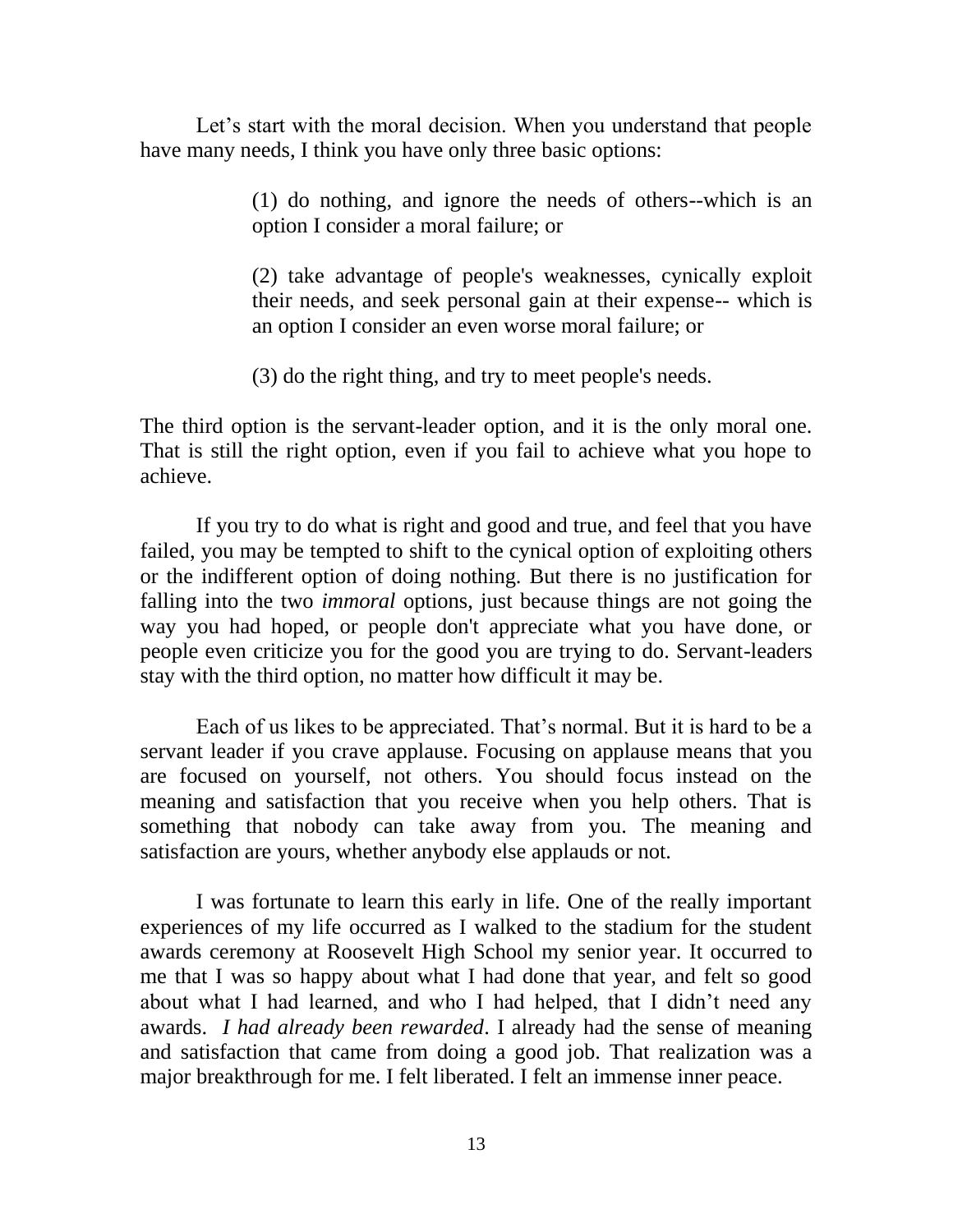Let's start with the moral decision. When you understand that people have many needs, I think you have only three basic options:

> (1) do nothing, and ignore the needs of others--which is an option I consider a moral failure; or
>
> (2) take advantage of people's weaknesses, cynically exploit their needs, and seek personal gain at their expense-- which is an option I consider an even worse moral failure; or
>
> (3) do the right thing, and try to meet people's needs.

The third option is the servant-leader option, and it is the only moral one. That is still the right option, even if you fail to achieve what you hope to achieve.

If you try to do what is right and good and true, and feel that you have failed, you may be tempted to shift to the cynical option of exploiting others or the indifferent option of doing nothing. But there is no justification for falling into the two *immoral* options, just because things are not going the way you had hoped, or people don't appreciate what you have done, or people even criticize you for the good you are trying to do. Servant-leaders stay with the third option, no matter how difficult it may be.

Each of us likes to be appreciated. That's normal. But it is hard to be a servant leader if you crave applause. Focusing on applause means that you are focused on yourself, not others. You should focus instead on the meaning and satisfaction that you receive when you help others. That is something that nobody can take away from you. The meaning and satisfaction are yours, whether anybody else applauds or not.

I was fortunate to learn this early in life. One of the really important experiences of my life occurred as I walked to the stadium for the student awards ceremony at Roosevelt High School my senior year. It occurred to me that I was so happy about what I had done that year, and felt so good about what I had learned, and who I had helped, that I didn't need any awards. *I had already been rewarded*. I already had the sense of meaning and satisfaction that came from doing a good job. That realization was a major breakthrough for me. I felt liberated. I felt an immense inner peace.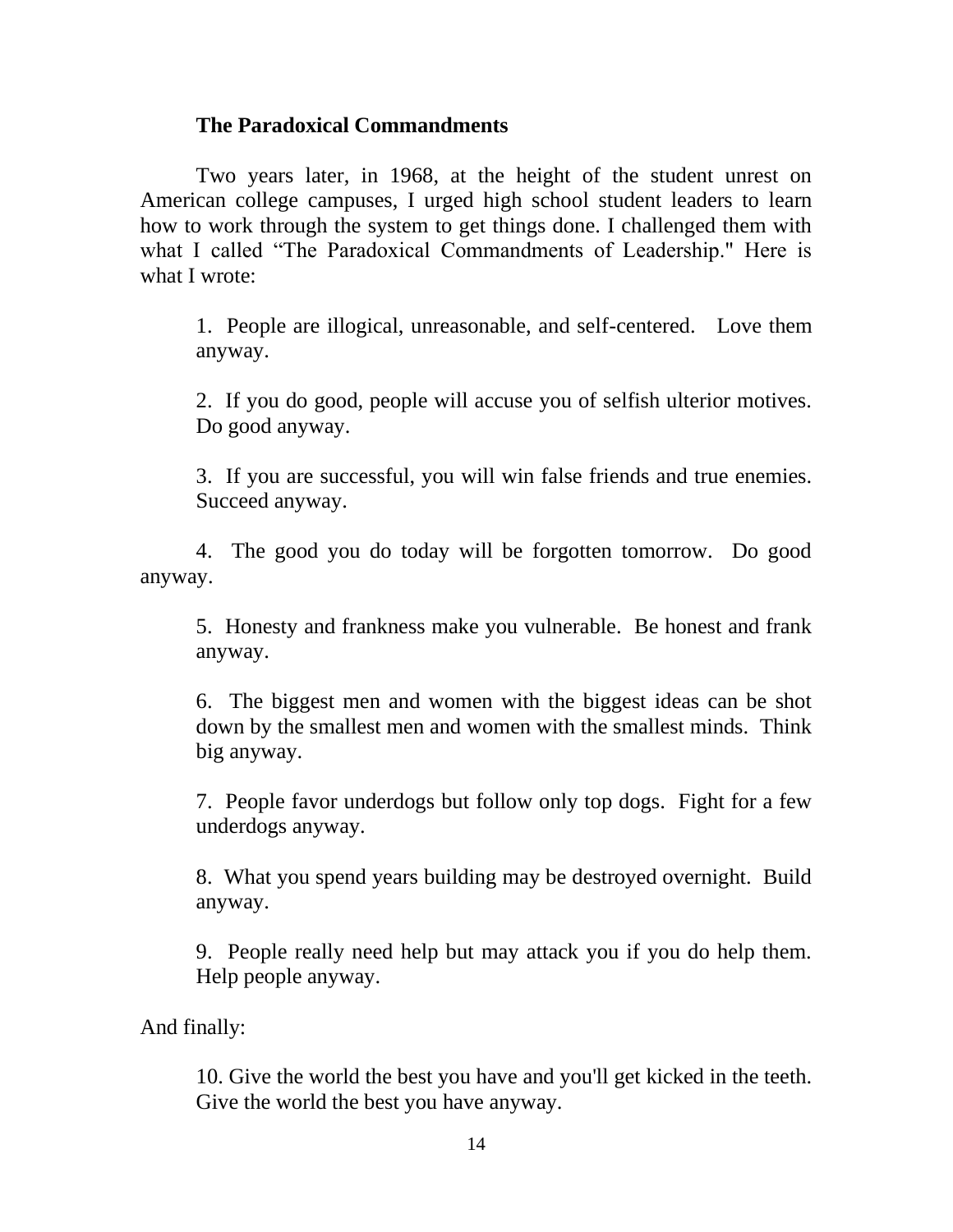### The Paradoxical Commandments

Two years later, in 1968, at the height of the student unrest on American college campuses, I urged high school student leaders to learn how to work through the system to get things done. I challenged them with what I called "The Paradoxical Commandments of Leadership." Here is what I wrote:

1. People are illogical, unreasonable, and self-centered. Love them anyway.

2. If you do good, people will accuse you of selfish ulterior motives. Do good anyway.

3. If you are successful, you will win false friends and true enemies. Succeed anyway.

4. The good you do today will be forgotten tomorrow. Do good anyway.

5. Honesty and frankness make you vulnerable. Be honest and frank anyway.

6. The biggest men and women with the biggest ideas can be shot down by the smallest men and women with the smallest minds. Think big anyway.

7. People favor underdogs but follow only top dogs. Fight for a few underdogs anyway.

8. What you spend years building may be destroyed overnight. Build anyway.

9. People really need help but may attack you if you do help them. Help people anyway.

And finally:

10. Give the world the best you have and you'll get kicked in the teeth. Give the world the best you have anyway.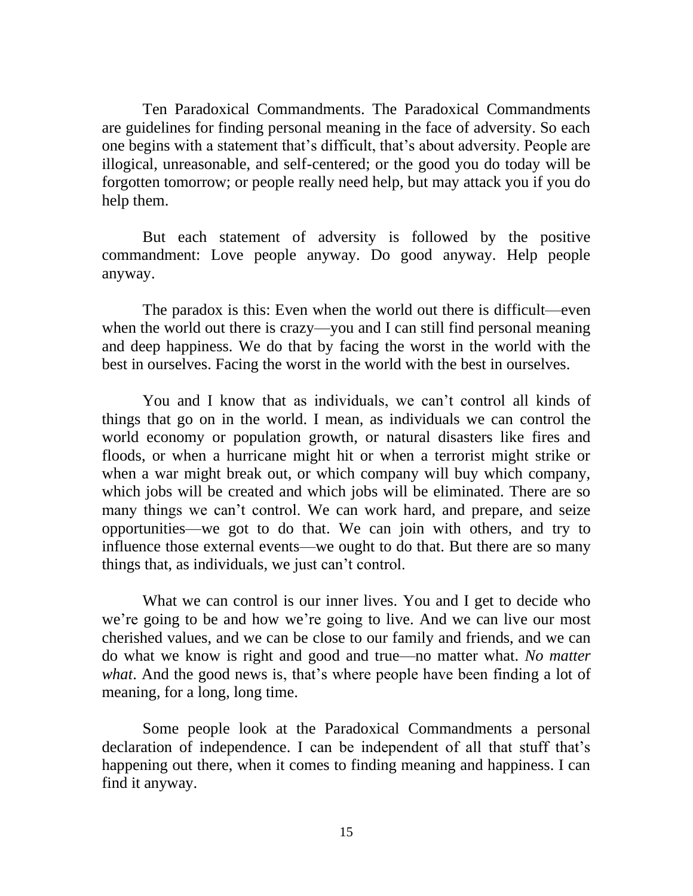Ten Paradoxical Commandments. The Paradoxical Commandments are guidelines for finding personal meaning in the face of adversity. So each one begins with a statement that's difficult, that's about adversity. People are illogical, unreasonable, and self-centered; or the good you do today will be forgotten tomorrow; or people really need help, but may attack you if you do help them.

But each statement of adversity is followed by the positive commandment: Love people anyway. Do good anyway. Help people anyway.

The paradox is this: Even when the world out there is difficult—even when the world out there is crazy—you and I can still find personal meaning and deep happiness. We do that by facing the worst in the world with the best in ourselves. Facing the worst in the world with the best in ourselves.

You and I know that as individuals, we can't control all kinds of things that go on in the world. I mean, as individuals we can control the world economy or population growth, or natural disasters like fires and floods, or when a hurricane might hit or when a terrorist might strike or when a war might break out, or which company will buy which company, which jobs will be created and which jobs will be eliminated. There are so many things we can't control. We can work hard, and prepare, and seize opportunities—we got to do that. We can join with others, and try to influence those external events—we ought to do that. But there are so many things that, as individuals, we just can't control.

What we can control is our inner lives. You and I get to decide who we're going to be and how we're going to live. And we can live our most cherished values, and we can be close to our family and friends, and we can do what we know is right and good and true—no matter what. *No matter what*. And the good news is, that's where people have been finding a lot of meaning, for a long, long time.

Some people look at the Paradoxical Commandments a personal declaration of independence. I can be independent of all that stuff that's happening out there, when it comes to finding meaning and happiness. I can find it anyway.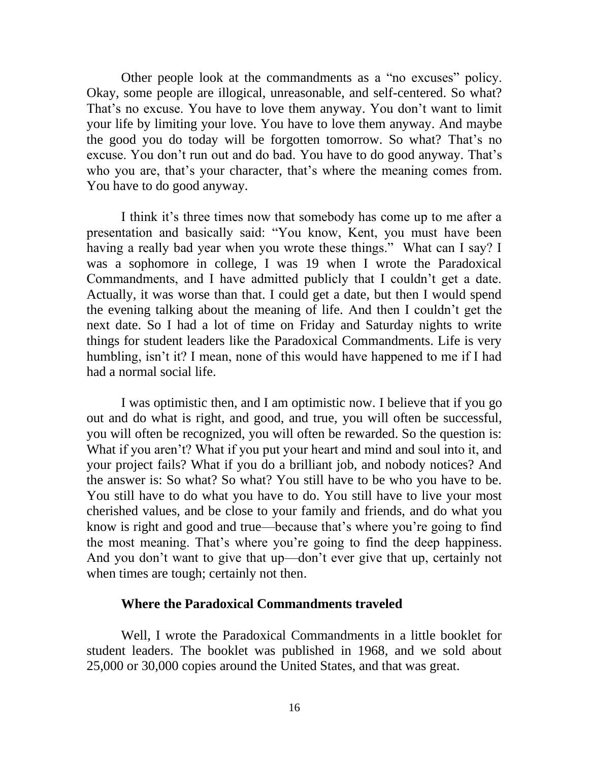Other people look at the commandments as a "no excuses" policy. Okay, some people are illogical, unreasonable, and self-centered. So what? That's no excuse. You have to love them anyway. You don't want to limit your life by limiting your love. You have to love them anyway. And maybe the good you do today will be forgotten tomorrow. So what? That's no excuse. You don't run out and do bad. You have to do good anyway. That's who you are, that's your character, that's where the meaning comes from. You have to do good anyway.

I think it's three times now that somebody has come up to me after a presentation and basically said: "You know, Kent, you must have been having a really bad year when you wrote these things." What can I say? I was a sophomore in college, I was 19 when I wrote the Paradoxical Commandments, and I have admitted publicly that I couldn't get a date. Actually, it was worse than that. I could get a date, but then I would spend the evening talking about the meaning of life. And then I couldn't get the next date. So I had a lot of time on Friday and Saturday nights to write things for student leaders like the Paradoxical Commandments. Life is very humbling, isn't it? I mean, none of this would have happened to me if I had had a normal social life.

I was optimistic then, and I am optimistic now. I believe that if you go out and do what is right, and good, and true, you will often be successful, you will often be recognized, you will often be rewarded. So the question is: What if you aren't? What if you put your heart and mind and soul into it, and your project fails? What if you do a brilliant job, and nobody notices? And the answer is: So what? So what? You still have to be who you have to be. You still have to do what you have to do. You still have to live your most cherished values, and be close to your family and friends, and do what you know is right and good and true—because that's where you're going to find the most meaning. That's where you're going to find the deep happiness. And you don't want to give that up—don't ever give that up, certainly not when times are tough; certainly not then.

### Where the Paradoxical Commandments traveled

Well, I wrote the Paradoxical Commandments in a little booklet for student leaders. The booklet was published in 1968, and we sold about 25,000 or 30,000 copies around the United States, and that was great.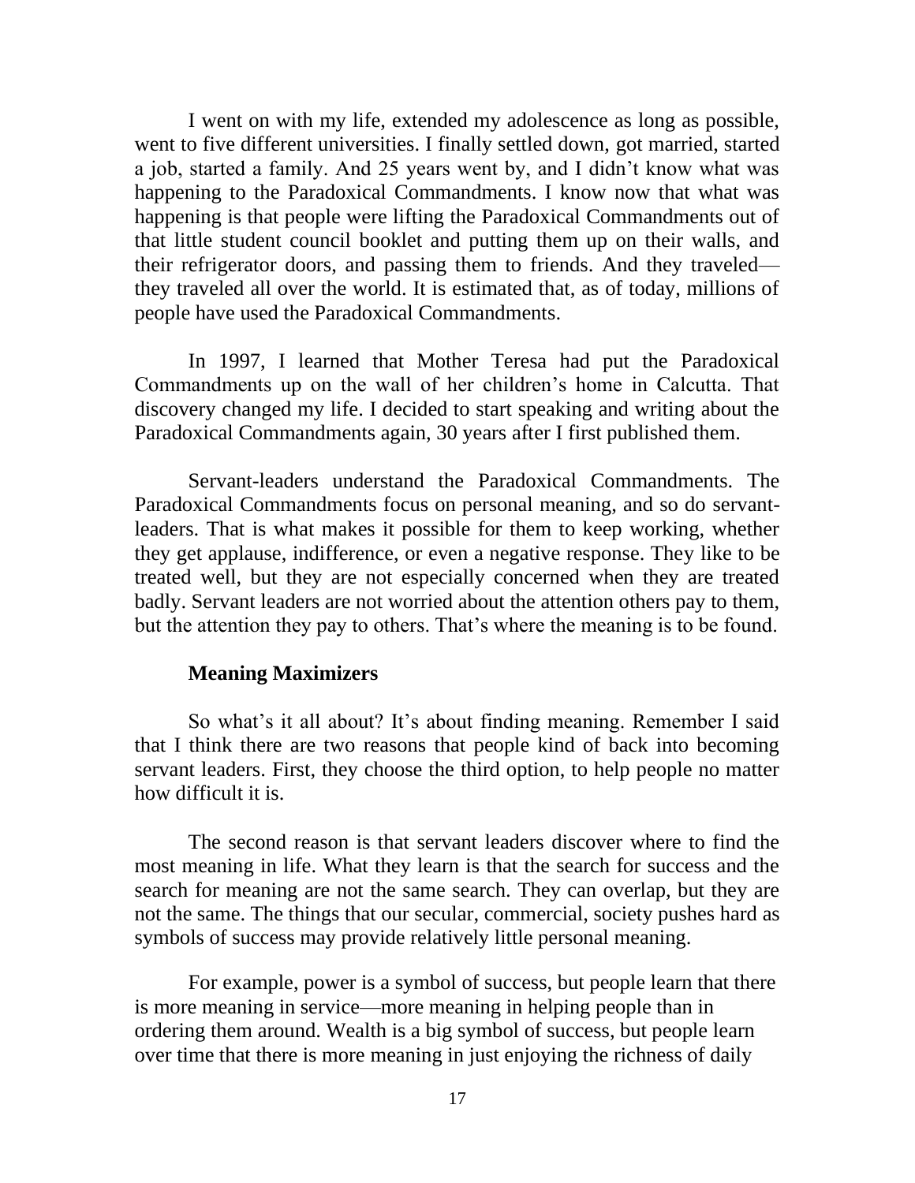I went on with my life, extended my adolescence as long as possible, went to five different universities. I finally settled down, got married, started a job, started a family. And 25 years went by, and I didn't know what was happening to the Paradoxical Commandments. I know now that what was happening is that people were lifting the Paradoxical Commandments out of that little student council booklet and putting them up on their walls, and their refrigerator doors, and passing them to friends. And they traveled—they traveled all over the world. It is estimated that, as of today, millions of people have used the Paradoxical Commandments.

In 1997, I learned that Mother Teresa had put the Paradoxical Commandments up on the wall of her children's home in Calcutta. That discovery changed my life. I decided to start speaking and writing about the Paradoxical Commandments again, 30 years after I first published them.

Servant-leaders understand the Paradoxical Commandments. The Paradoxical Commandments focus on personal meaning, and so do servant-leaders. That is what makes it possible for them to keep working, whether they get applause, indifference, or even a negative response. They like to be treated well, but they are not especially concerned when they are treated badly. Servant leaders are not worried about the attention others pay to them, but the attention they pay to others. That's where the meaning is to be found.

**Meaning Maximizers**

So what's it all about? It's about finding meaning. Remember I said that I think there are two reasons that people kind of back into becoming servant leaders. First, they choose the third option, to help people no matter how difficult it is.

The second reason is that servant leaders discover where to find the most meaning in life. What they learn is that the search for success and the search for meaning are not the same search. They can overlap, but they are not the same. The things that our secular, commercial, society pushes hard as symbols of success may provide relatively little personal meaning.

For example, power is a symbol of success, but people learn that there is more meaning in service—more meaning in helping people than in ordering them around. Wealth is a big symbol of success, but people learn over time that there is more meaning in just enjoying the richness of daily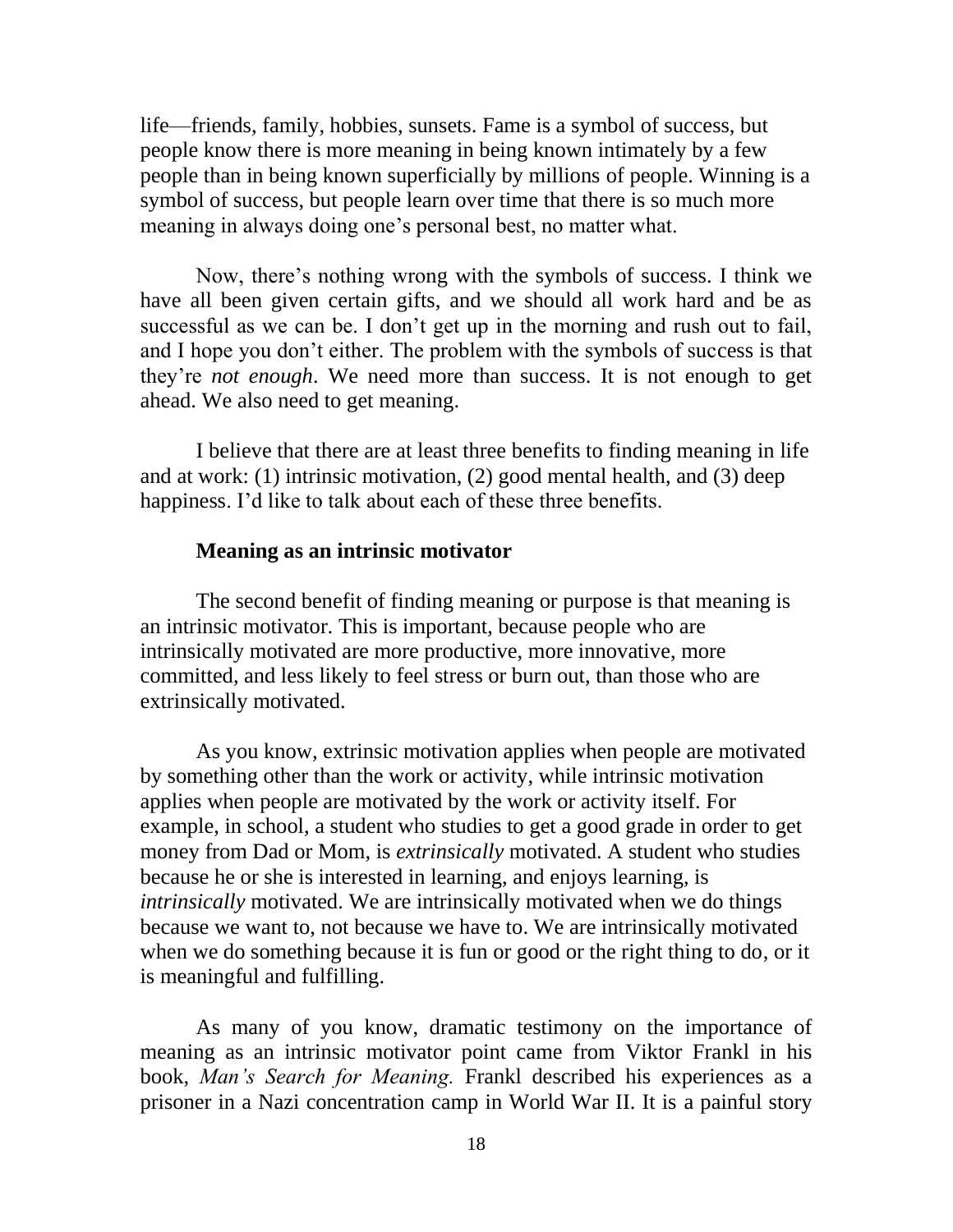life—friends, family, hobbies, sunsets. Fame is a symbol of success, but people know there is more meaning in being known intimately by a few people than in being known superficially by millions of people. Winning is a symbol of success, but people learn over time that there is so much more meaning in always doing one's personal best, no matter what.

Now, there's nothing wrong with the symbols of success. I think we have all been given certain gifts, and we should all work hard and be as successful as we can be. I don't get up in the morning and rush out to fail, and I hope you don't either. The problem with the symbols of success is that they're *not enough*. We need more than success. It is not enough to get ahead. We also need to get meaning.

I believe that there are at least three benefits to finding meaning in life and at work: (1) intrinsic motivation, (2) good mental health, and (3) deep happiness. I'd like to talk about each of these three benefits.

### Meaning as an intrinsic motivator

The second benefit of finding meaning or purpose is that meaning is an intrinsic motivator. This is important, because people who are intrinsically motivated are more productive, more innovative, more committed, and less likely to feel stress or burn out, than those who are extrinsically motivated.

As you know, extrinsic motivation applies when people are motivated by something other than the work or activity, while intrinsic motivation applies when people are motivated by the work or activity itself. For example, in school, a student who studies to get a good grade in order to get money from Dad or Mom, is *extrinsically* motivated. A student who studies because he or she is interested in learning, and enjoys learning, is *intrinsically* motivated. We are intrinsically motivated when we do things because we want to, not because we have to. We are intrinsically motivated when we do something because it is fun or good or the right thing to do, or it is meaningful and fulfilling.

As many of you know, dramatic testimony on the importance of meaning as an intrinsic motivator point came from Viktor Frankl in his book, *Man's Search for Meaning.* Frankl described his experiences as a prisoner in a Nazi concentration camp in World War II. It is a painful story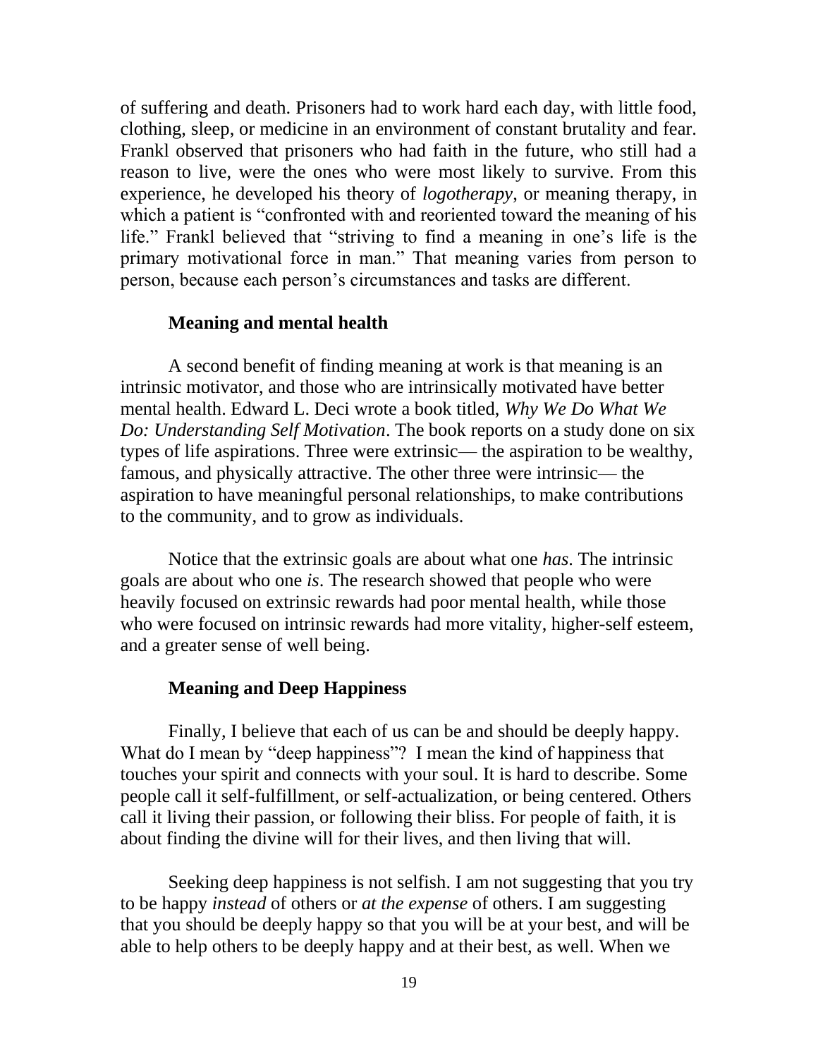of suffering and death. Prisoners had to work hard each day, with little food, clothing, sleep, or medicine in an environment of constant brutality and fear. Frankl observed that prisoners who had faith in the future, who still had a reason to live, were the ones who were most likely to survive. From this experience, he developed his theory of *logotherapy*, or meaning therapy, in which a patient is "confronted with and reoriented toward the meaning of his life." Frankl believed that "striving to find a meaning in one's life is the primary motivational force in man." That meaning varies from person to person, because each person's circumstances and tasks are different.

### Meaning and mental health

A second benefit of finding meaning at work is that meaning is an intrinsic motivator, and those who are intrinsically motivated have better mental health. Edward L. Deci wrote a book titled, *Why We Do What We Do: Understanding Self Motivation*. The book reports on a study done on six types of life aspirations. Three were extrinsic— the aspiration to be wealthy, famous, and physically attractive. The other three were intrinsic— the aspiration to have meaningful personal relationships, to make contributions to the community, and to grow as individuals.

Notice that the extrinsic goals are about what one *has*. The intrinsic goals are about who one *is*. The research showed that people who were heavily focused on extrinsic rewards had poor mental health, while those who were focused on intrinsic rewards had more vitality, higher-self esteem, and a greater sense of well being.

### Meaning and Deep Happiness

Finally, I believe that each of us can be and should be deeply happy. What do I mean by "deep happiness"? I mean the kind of happiness that touches your spirit and connects with your soul. It is hard to describe. Some people call it self-fulfillment, or self-actualization, or being centered. Others call it living their passion, or following their bliss. For people of faith, it is about finding the divine will for their lives, and then living that will.

Seeking deep happiness is not selfish. I am not suggesting that you try to be happy *instead* of others or *at the expense* of others. I am suggesting that you should be deeply happy so that you will be at your best, and will be able to help others to be deeply happy and at their best, as well. When we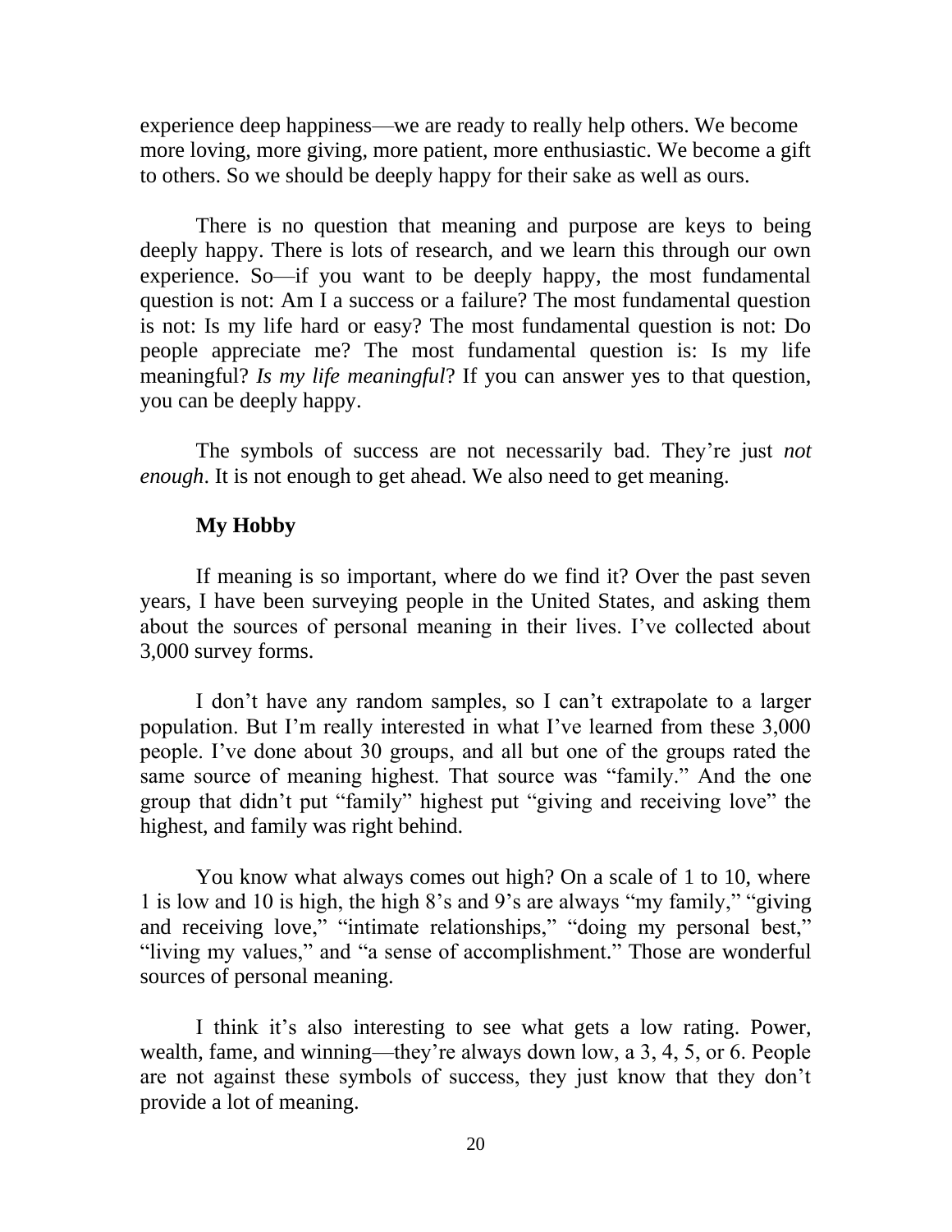experience deep happiness—we are ready to really help others. We become more loving, more giving, more patient, more enthusiastic. We become a gift to others. So we should be deeply happy for their sake as well as ours.

There is no question that meaning and purpose are keys to being deeply happy. There is lots of research, and we learn this through our own experience. So—if you want to be deeply happy, the most fundamental question is not: Am I a success or a failure? The most fundamental question is not: Is my life hard or easy? The most fundamental question is not: Do people appreciate me? The most fundamental question is: Is my life meaningful? *Is my life meaningful*? If you can answer yes to that question, you can be deeply happy.

The symbols of success are not necessarily bad. They're just *not enough*. It is not enough to get ahead. We also need to get meaning.

**My Hobby**

If meaning is so important, where do we find it? Over the past seven years, I have been surveying people in the United States, and asking them about the sources of personal meaning in their lives. I've collected about 3,000 survey forms.

I don't have any random samples, so I can't extrapolate to a larger population. But I'm really interested in what I've learned from these 3,000 people. I've done about 30 groups, and all but one of the groups rated the same source of meaning highest. That source was "family." And the one group that didn't put "family" highest put "giving and receiving love" the highest, and family was right behind.

You know what always comes out high? On a scale of 1 to 10, where 1 is low and 10 is high, the high 8's and 9's are always "my family," "giving and receiving love," "intimate relationships," "doing my personal best," "living my values," and "a sense of accomplishment." Those are wonderful sources of personal meaning.

I think it's also interesting to see what gets a low rating. Power, wealth, fame, and winning—they're always down low, a 3, 4, 5, or 6. People are not against these symbols of success, they just know that they don't provide a lot of meaning.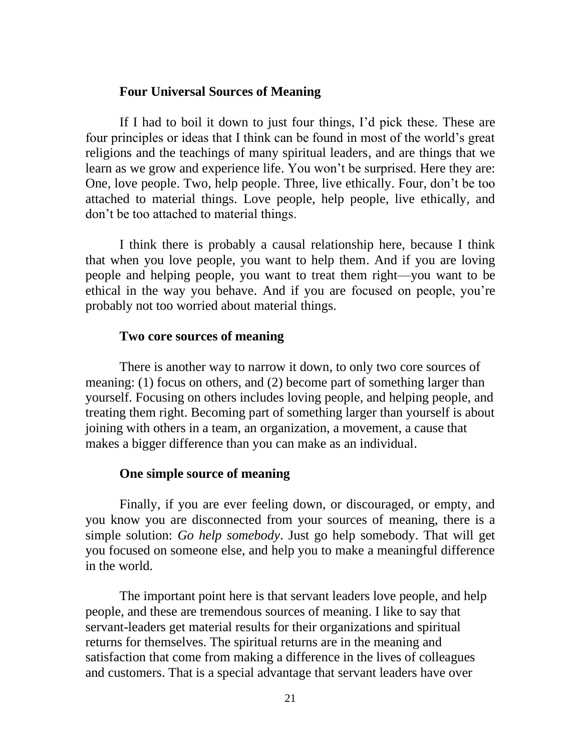### Four Universal Sources of Meaning

If I had to boil it down to just four things, I'd pick these. These are four principles or ideas that I think can be found in most of the world's great religions and the teachings of many spiritual leaders, and are things that we learn as we grow and experience life. You won't be surprised. Here they are: One, love people. Two, help people. Three, live ethically. Four, don't be too attached to material things. Love people, help people, live ethically, and don't be too attached to material things.

I think there is probably a causal relationship here, because I think that when you love people, you want to help them. And if you are loving people and helping people, you want to treat them right—you want to be ethical in the way you behave. And if you are focused on people, you're probably not too worried about material things.

### Two core sources of meaning

There is another way to narrow it down, to only two core sources of meaning: (1) focus on others, and (2) become part of something larger than yourself. Focusing on others includes loving people, and helping people, and treating them right. Becoming part of something larger than yourself is about joining with others in a team, an organization, a movement, a cause that makes a bigger difference than you can make as an individual.

### One simple source of meaning

Finally, if you are ever feeling down, or discouraged, or empty, and you know you are disconnected from your sources of meaning, there is a simple solution: *Go help somebody*. Just go help somebody. That will get you focused on someone else, and help you to make a meaningful difference in the world.

The important point here is that servant leaders love people, and help people, and these are tremendous sources of meaning. I like to say that servant-leaders get material results for their organizations and spiritual returns for themselves. The spiritual returns are in the meaning and satisfaction that come from making a difference in the lives of colleagues and customers. That is a special advantage that servant leaders have over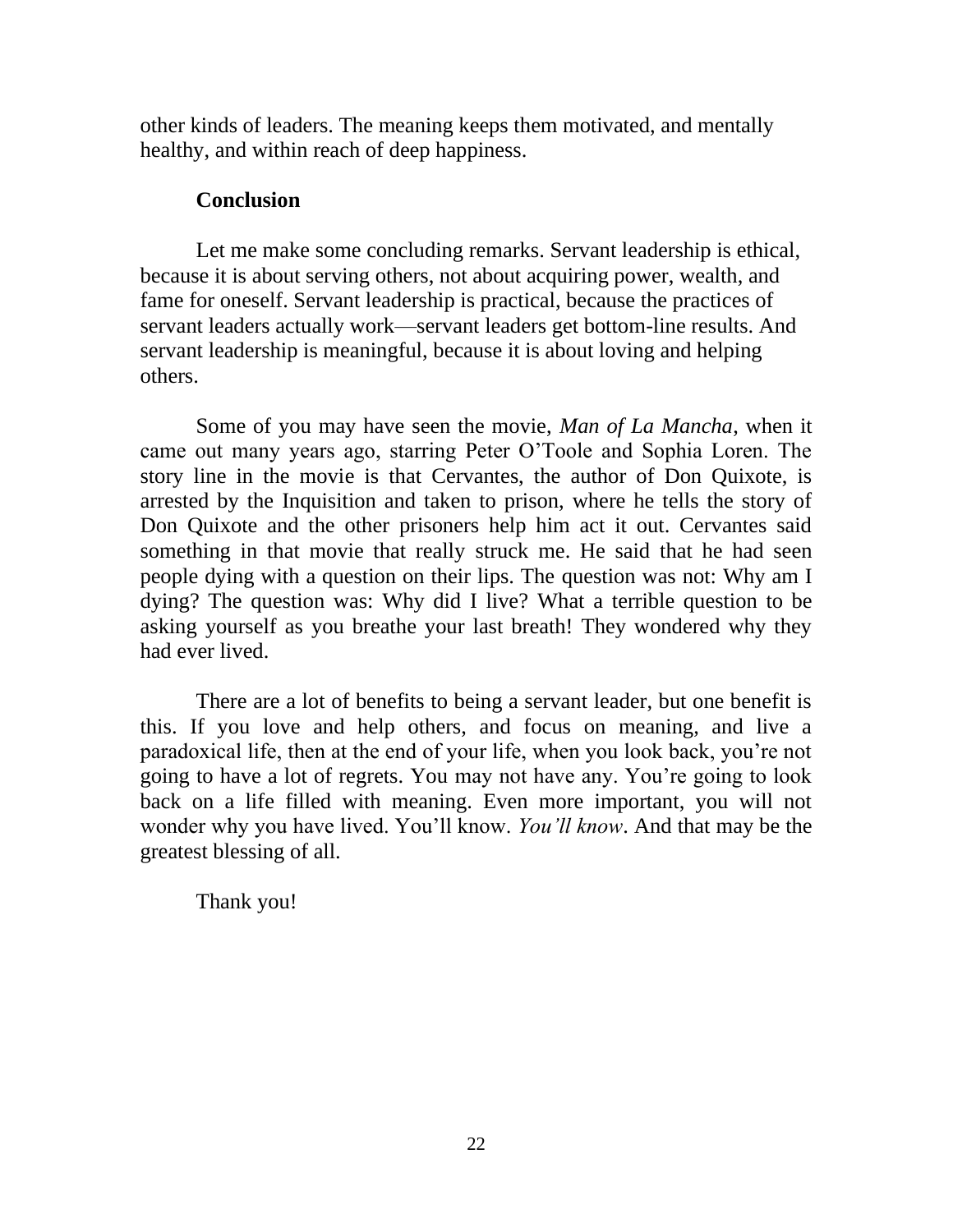other kinds of leaders. The meaning keeps them motivated, and mentally healthy, and within reach of deep happiness.

## Conclusion

Let me make some concluding remarks. Servant leadership is ethical, because it is about serving others, not about acquiring power, wealth, and fame for oneself. Servant leadership is practical, because the practices of servant leaders actually work—servant leaders get bottom-line results. And servant leadership is meaningful, because it is about loving and helping others.

Some of you may have seen the movie, *Man of La Mancha*, when it came out many years ago, starring Peter O'Toole and Sophia Loren. The story line in the movie is that Cervantes, the author of Don Quixote, is arrested by the Inquisition and taken to prison, where he tells the story of Don Quixote and the other prisoners help him act it out. Cervantes said something in that movie that really struck me. He said that he had seen people dying with a question on their lips. The question was not: Why am I dying? The question was: Why did I live? What a terrible question to be asking yourself as you breathe your last breath! They wondered why they had ever lived.

There are a lot of benefits to being a servant leader, but one benefit is this. If you love and help others, and focus on meaning, and live a paradoxical life, then at the end of your life, when you look back, you're not going to have a lot of regrets. You may not have any. You're going to look back on a life filled with meaning. Even more important, you will not wonder why you have lived. You'll know. *You'll know*. And that may be the greatest blessing of all.

Thank you!